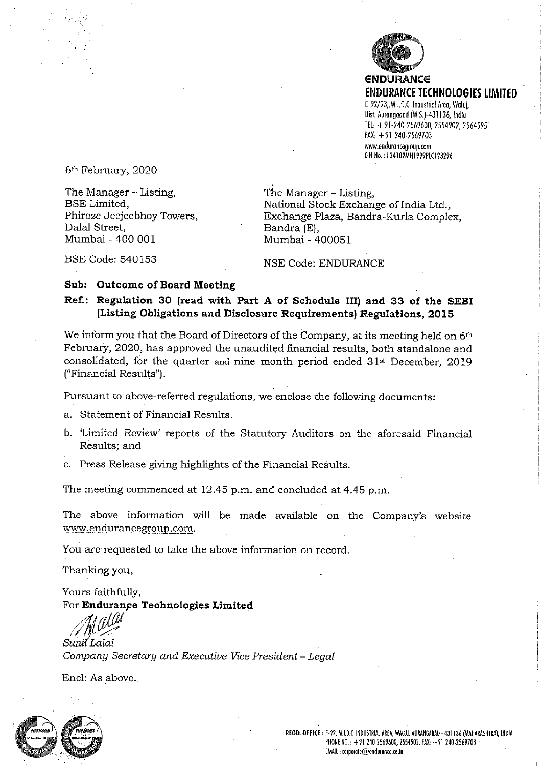**ENDURANCE**
**ENDURANCE TECHNOLOGIES LIMITED**
E-92/93, M.I.D.C. Industrial Area, Waluj,
Dist. Aurangabad (M.S.)-431136, India
TEL: +91-240-2569600, 2554902, 2564595
FAX: +91-240-2569703
www.endurancegroup.com
CIN No.: L34102MH1999PLC123296

6th February, 2020

The Manager – Listing,
BSE Limited,
Phiroze Jeejeebhoy Towers,
Dalal Street,
Mumbai - 400 001

BSE Code: 540153

The Manager – Listing,
National Stock Exchange of India Ltd.,
Exchange Plaza, Bandra-Kurla Complex,
Bandra (E),
Mumbai - 400051

NSE Code: ENDURANCE

**Sub: Outcome of Board Meeting**

**Ref.: Regulation 30 (read with Part A of Schedule III) and 33 of the SEBI (Listing Obligations and Disclosure Requirements) Regulations, 2015**

We inform you that the Board of Directors of the Company, at its meeting held on 6th February, 2020, has approved the unaudited financial results, both standalone and consolidated, for the quarter and nine month period ended 31st December, 2019 ("Financial Results").

Pursuant to above-referred regulations, we enclose the following documents:

a. Statement of Financial Results.
b. 'Limited Review' reports of the Statutory Auditors on the aforesaid Financial Results; and
c. Press Release giving highlights of the Financial Results.

The meeting commenced at 12.45 p.m. and concluded at 4.45 p.m.

The above information will be made available on the Company's website www.endurancegroup.com.

You are requested to take the above information on record.

Thanking you,

Yours faithfully,
For **Endurance Technologies Limited**

*Sunil Lalai*
*Company Secretary and Executive Vice President – Legal*

Encl: As above.

REGD. OFFICE : E-92, M.I.D.C. INDUSTRIAL AREA, WALUJ, AURANGABAD - 431136 (MAHARASHTRA), INDIA
PHONE NO. : +91-240-2569600, 2554902, FAX: +91-240-2569703
EMAIL : corporate@endurance.co.in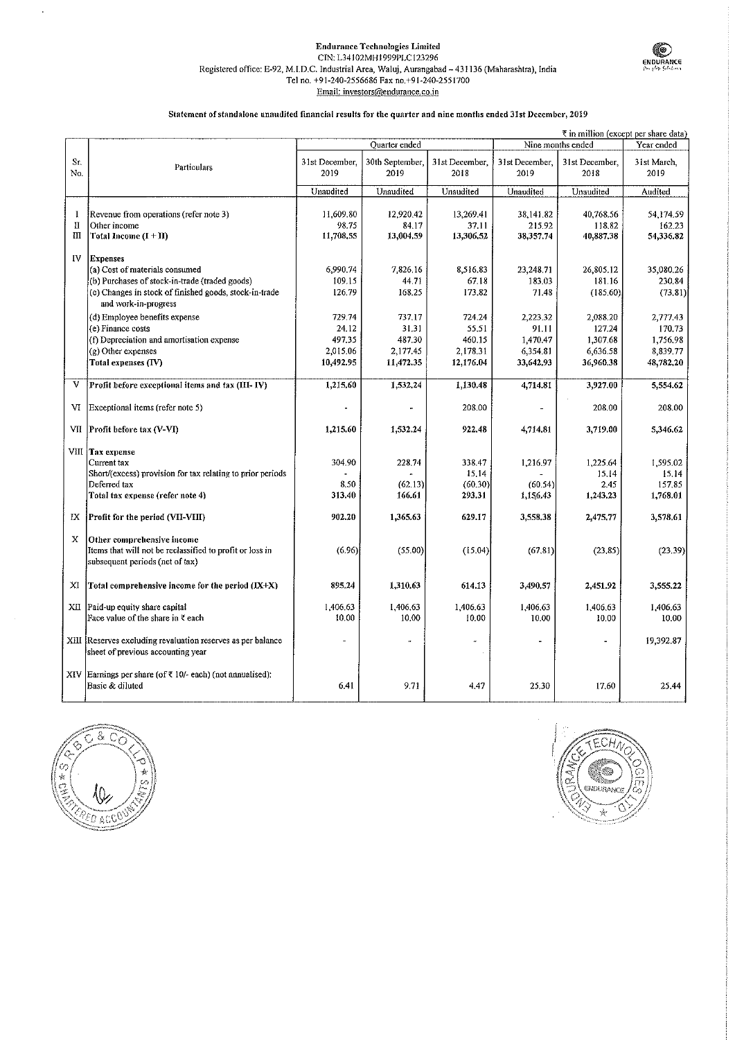**Endurance Technologies Limited**
CIN: L34102MH1999PLC123296
Registered office: E-92, M.I.D.C. Industrial Area, Waluj, Aurangabad – 431136 (Maharashtra), India
Tel no. +91-240-2556686 Fax no.+91-240-2551700
Email: investors@endurance.co.in

**Statement of standalone unaudited financial results for the quarter and nine months ended 31st December, 2019**

₹ in million (except per share data)

| Sr. No. | Particulars | Quarter ended | | | Nine months ended | | Year ended |
|---|---|---|---|---|---|---|---|
| | | 31st December, 2019 | 30th September, 2019 | 31st December, 2018 | 31st December, 2019 | 31st December, 2018 | 31st March, 2019 |
| | | Unaudited | Unaudited | Unaudited | Unaudited | Unaudited | Audited |
| I | Revenue from operations (refer note 3) | 11,609.80 | 12,920.42 | 13,269.41 | 38,141.82 | 40,768.56 | 54,174.59 |
| II | Other income | 98.75 | 84.17 | 37.11 | 215.92 | 118.82 | 162.23 |
| III | **Total Income (I + II)** | **11,708.55** | **13,004.59** | **13,306.52** | **38,357.74** | **40,887.38** | **54,336.82** |
| IV | **Expenses** | | | | | | |
| | (a) Cost of materials consumed | 6,990.74 | 7,826.16 | 8,516.83 | 23,248.71 | 26,805.12 | 35,080.26 |
| | (b) Purchases of stock-in-trade (traded goods) | 109.15 | 44.71 | 67.18 | 183.03 | 181.16 | 230.84 |
| | (c) Changes in stock of finished goods, stock-in-trade and work-in-progress | 126.79 | 168.25 | 173.82 | 71.48 | (185.60) | (73.81) |
| | (d) Employee benefits expense | 729.74 | 737.17 | 724.24 | 2,223.32 | 2,088.20 | 2,777.43 |
| | (e) Finance costs | 24.12 | 31.31 | 55.51 | 91.11 | 127.24 | 170.73 |
| | (f) Depreciation and amortisation expense | 497.35 | 487.30 | 460.15 | 1,470.47 | 1,307.68 | 1,756.98 |
| | (g) Other expenses | 2,015.06 | 2,177.45 | 2,178.31 | 6,354.81 | 6,636.58 | 8,839.77 |
| | **Total expenses (IV)** | **10,492.95** | **11,472.35** | **12,176.04** | **33,642.93** | **36,960.38** | **48,782.20** |
| V | **Profit before exceptional items and tax (III- IV)** | **1,215.60** | **1,532.24** | **1,130.48** | **4,714.81** | **3,927.00** | **5,554.62** |
| VI | Exceptional items (refer note 5) | - | - | 208.00 | - | 208.00 | 208.00 |
| VII | **Profit before tax (V-VI)** | **1,215.60** | **1,532.24** | **922.48** | **4,714.81** | **3,719.00** | **5,346.62** |
| VIII | **Tax expense** | | | | | | |
| | Current tax | 304.90 | 228.74 | 338.47 | 1,216.97 | 1,225.64 | 1,595.02 |
| | Short/(excess) provision for tax relating to prior periods | - | - | 15.14 | - | 15.14 | 15.14 |
| | Deferred tax | 8.50 | (62.13) | (60.30) | (60.54) | 2.45 | 157.85 |
| | **Total tax expense (refer note 4)** | **313.40** | **166.61** | **293.31** | **1,156.43** | **1,243.23** | **1,768.01** |
| IX | **Profit for the period (VII-VIII)** | **902.20** | **1,365.63** | **629.17** | **3,558.38** | **2,475.77** | **3,578.61** |
| X | **Other comprehensive income** | | | | | | |
| | Items that will not be reclassified to profit or loss in subsequent periods (net of tax) | (6.96) | (55.00) | (15.04) | (67.81) | (23.85) | (23.39) |
| XI | **Total comprehensive income for the period (IX+X)** | **895.24** | **1,310.63** | **614.13** | **3,490.57** | **2,451.92** | **3,555.22** |
| XII | Paid-up equity share capital | 1,406.63 | 1,406.63 | 1,406.63 | 1,406.63 | 1,406.63 | 1,406.63 |
| | Face value of the share in ₹ each | 10.00 | 10.00 | 10.00 | 10.00 | 10.00 | 10.00 |
| XIII | Reserves excluding revaluation reserves as per balance sheet of previous accounting year | - | - | - | - | - | 19,392.87 |
| XIV | Earnings per share (of ₹ 10/- each) (not annualised): | | | | | | |
| | Basic & diluted | 6.41 | 9.71 | 4.47 | 25.30 | 17.60 | 25.44 |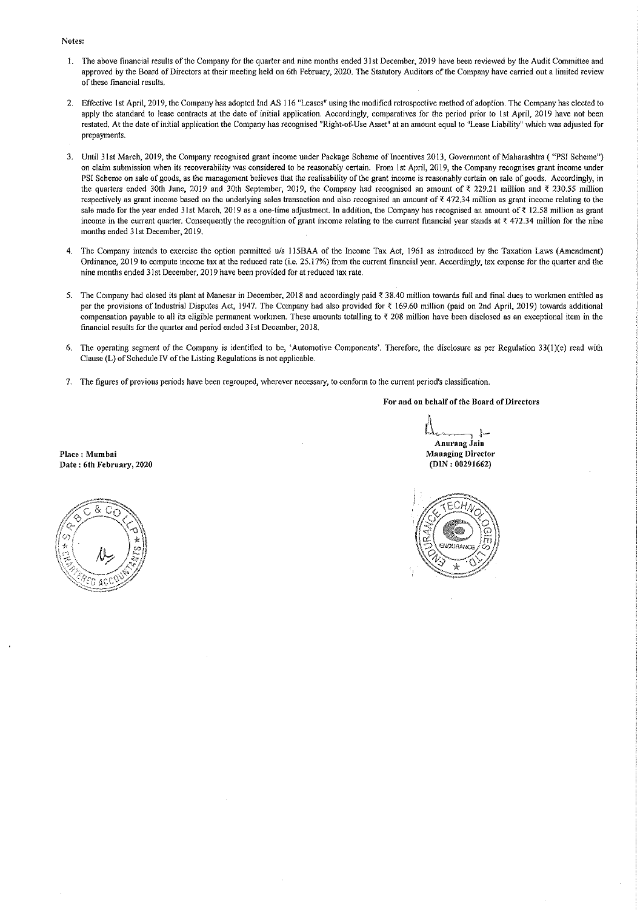**Notes:**

1. The above financial results of the Company for the quarter and nine months ended 31st December, 2019 have been reviewed by the Audit Committee and approved by the Board of Directors at their meeting held on 6th February, 2020. The Statutory Auditors of the Company have carried out a limited review of these financial results.

2. Effective 1st April, 2019, the Company has adopted Ind AS 116 "Leases" using the modified retrospective method of adoption. The Company has elected to apply the standard to lease contracts at the date of initial application. Accordingly, comparatives for the period prior to 1st April, 2019 have not been restated. At the date of initial application the Company has recognised "Right-of-Use Asset" at an amount equal to "Lease Liability" which was adjusted for prepayments.

3. Until 31st March, 2019, the Company recognised grant income under Package Scheme of Incentives 2013, Government of Maharashtra ( "PSI Scheme") on claim submission when its recoverability was considered to be reasonably certain. From 1st April, 2019, the Company recognises grant income under PSI Scheme on sale of goods, as the management believes that the realisability of the grant income is reasonably certain on sale of goods. Accordingly, in the quarters ended 30th June, 2019 and 30th September, 2019, the Company had recognised an amount of ₹ 229.21 million and ₹ 230.55 million respectively as grant income based on the underlying sales transaction and also recognised an amount of ₹ 472.34 million as grant income relating to the sale made for the year ended 31st March, 2019 as a one-time adjustment. In addition, the Company has recognised an amount of ₹ 12.58 million as grant income in the current quarter. Consequently the recognition of grant income relating to the current financial year stands at ₹ 472.34 million for the nine months ended 31st December, 2019.

4. The Company intends to exercise the option permitted u/s 115BAA of the Income Tax Act, 1961 as introduced by the Taxation Laws (Amendment) Ordinance, 2019 to compute income tax at the reduced rate (i.e. 25.17%) from the current financial year. Accordingly, tax expense for the quarter and the nine months ended 31st December, 2019 have been provided for at reduced tax rate.

5. The Company had closed its plant at Manesar in December, 2018 and accordingly paid ₹ 38.40 million towards full and final dues to workmen entitled as per the provisions of Industrial Disputes Act, 1947. The Company had also provided for ₹ 169.60 million (paid on 2nd April, 2019) towards additional compensation payable to all its eligible permanent workmen. These amounts totalling to ₹ 208 million have been disclosed as an exceptional item in the financial results for the quarter and period ended 31st December, 2018.

6. The operating segment of the Company is identified to be, 'Automotive Components'. Therefore, the disclosure as per Regulation 33(1)(e) read with Clause (L) of Schedule IV of the Listing Regulations is not applicable.

7. The figures of previous periods have been regrouped, wherever necessary, to conform to the current period's classification.

**For and on behalf of the Board of Directors**

**Anurang Jain**
**Managing Director**
**(DIN : 00291662)**

**Place : Mumbai**
**Date : 6th February, 2020**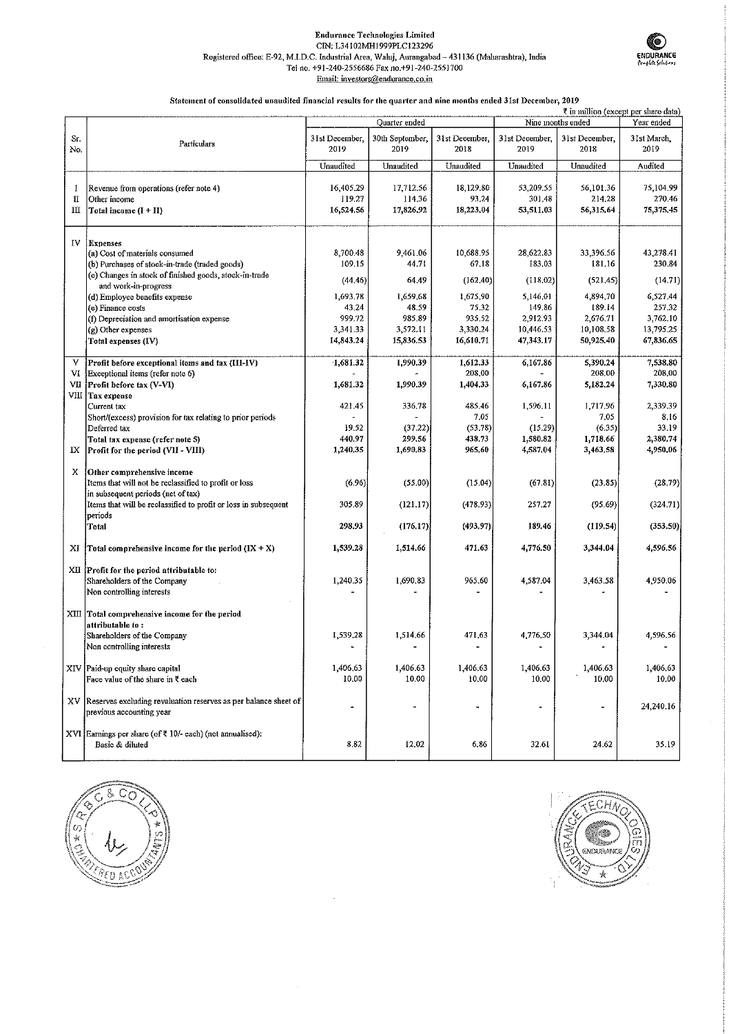**Endurance Technologies Limited**
CIN: L34102MH1999PLC123296
Registered office: E-92, M.I.D.C. Industrial Area, Waluj, Aurangabad – 431136 (Maharashtra), India
Tel no. +91-240-2556686 Fax no.+91-240-2551700
Email: investors@endurance.co.in

**Statement of consolidated unaudited financial results for the quarter and nine months ended 31st December, 2019**

₹ in million (except per share data)

| Sr. No. | Particulars | Quarter ended | | | Nine months ended | | Year ended |
|---|---|---|---|---|---|---|---|
| | | 31st December, 2019 | 30th September, 2019 | 31st December, 2018 | 31st December, 2019 | 31st December, 2018 | 31st March, 2019 |
| | | Unaudited | Unaudited | Unaudited | Unaudited | Unaudited | Audited |
| I | Revenue from operations (refer note 4) | 16,405.29 | 17,712.56 | 18,129.80 | 53,209.55 | 56,101.36 | 75,104.99 |
| II | Other income | 119.27 | 114.36 | 93.24 | 301.48 | 214.28 | 270.46 |
| III | **Total income (I + II)** | 16,524.56 | 17,826.92 | 18,223.04 | 53,511.03 | 56,315.64 | 75,375.45 |
| IV | **Expenses** | | | | | | |
| | (a) Cost of materials consumed | 8,700.48 | 9,461.06 | 10,688.95 | 28,622.83 | 33,396.56 | 43,278.41 |
| | (b) Purchases of stock-in-trade (traded goods) | 109.15 | 44.71 | 67.18 | 183.03 | 181.16 | 230.84 |
| | (c) Changes in stock of finished goods, stock-in-trade and work-in-progress | (44.46) | 64.49 | (162.40) | (118.02) | (521.45) | (14.71) |
| | (d) Employee benefits expense | 1,693.78 | 1,659.68 | 1,675.90 | 5,146.01 | 4,894.70 | 6,527.44 |
| | (e) Finance costs | 43.24 | 48.59 | 75.32 | 149.86 | 189.14 | 257.32 |
| | (f) Depreciation and amortisation expense | 999.72 | 985.89 | 935.52 | 2,912.93 | 2,676.71 | 3,762.10 |
| | (g) Other expenses | 3,341.33 | 3,572.11 | 3,330.24 | 10,446.53 | 10,108.58 | 13,795.25 |
| | Total expenses (IV) | 14,843.24 | 15,836.53 | 16,610.71 | 47,343.17 | 50,925.40 | 67,836.65 |
| V | **Profit before exceptional items and tax (III-IV)** | 1,681.32 | 1,990.39 | 1,612.33 | 6,167.86 | 5,390.24 | 7,538.80 |
| VI | Exceptional items (refer note 6) | - | - | 208.00 | - | 208.00 | 208.00 |
| VII | **Profit before tax (V-VI)** | 1,681.32 | 1,990.39 | 1,404.33 | 6,167.86 | 5,182.24 | 7,330.80 |
| VIII | **Tax expense** | | | | | | |
| | Current tax | 421.45 | 336.78 | 485.46 | 1,596.11 | 1,717.96 | 2,339.39 |
| | Short/(excess) provision for tax relating to prior periods | - | - | 7.05 | - | 7.05 | 8.16 |
| | Deferred tax | 19.52 | (37.22) | (53.78) | (15.29) | (6.35) | 33.19 |
| | Total tax expense (refer note 5) | 440.97 | 299.56 | 438.73 | 1,580.82 | 1,718.66 | 2,380.74 |
| IX | **Profit for the period (VII - VIII)** | 1,240.35 | 1,690.83 | 965.60 | 4,587.04 | 3,463.58 | 4,950.06 |
| X | Other comprehensive income | | | | | | |
| | Items that will not be reclassified to profit or loss in subsequent periods (net of tax) | (6.96) | (55.00) | (15.04) | (67.81) | (23.85) | (28.79) |
| | Items that will be reclassified to profit or loss in subsequent periods | 305.89 | (121.17) | (478.93) | 257.27 | (95.69) | (324.71) |
| | Total | 298.93 | (176.17) | (493.97) | 189.46 | (119.54) | (353.50) |
| XI | **Total comprehensive income for the period (IX + X)** | 1,539.28 | 1,514.66 | 471.63 | 4,776.50 | 3,344.04 | 4,596.56 |
| XII | **Profit for the period attributable to:** | | | | | | |
| | Shareholders of the Company | 1,240.35 | 1,690.83 | 965.60 | 4,587.04 | 3,463.58 | 4,950.06 |
| | Non controlling interests | - | - | - | - | - | - |
| XIII | **Total comprehensive income for the period attributable to :** | | | | | | |
| | Shareholders of the Company | 1,539.28 | 1,514.66 | 471.63 | 4,776.50 | 3,344.04 | 4,596.56 |
| | Non controlling interests | - | - | - | - | - | - |
| XIV | Paid-up equity share capital | 1,406.63 | 1,406.63 | 1,406.63 | 1,406.63 | 1,406.63 | 1,406.63 |
| | Face value of the share in ₹ each | 10.00 | 10.00 | 10.00 | 10.00 | 10.00 | 10.00 |
| XV | Reserves excluding revaluation reserves as per balance sheet of previous accounting year | - | - | - | - | - | 24,240.16 |
| XVI | Earnings per share (of ₹ 10/- each) (not annualised): | | | | | | |
| | Basic & diluted | 8.82 | 12.02 | 6.86 | 32.61 | 24.62 | 35.19 |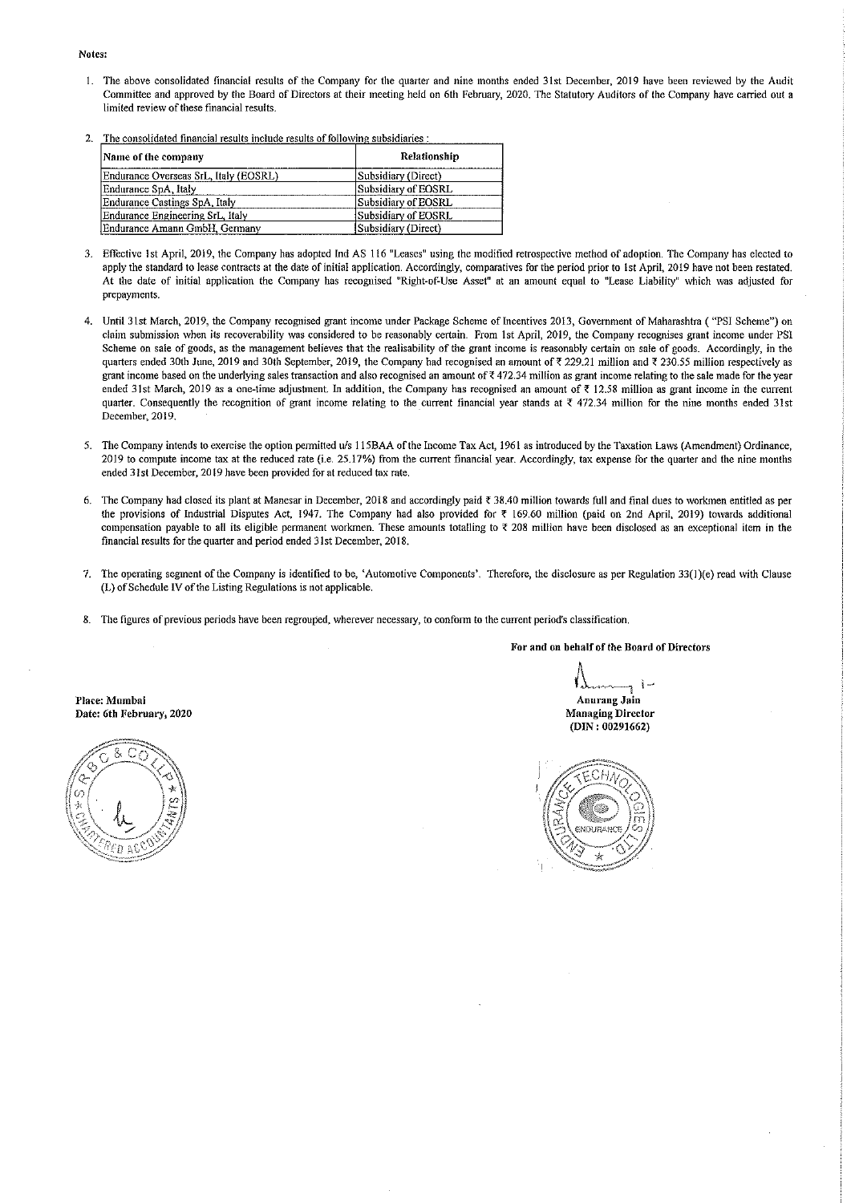**Notes:**

1. The above consolidated financial results of the Company for the quarter and nine months ended 31st December, 2019 have been reviewed by the Audit Committee and approved by the Board of Directors at their meeting held on 6th February, 2020. The Statutory Auditors of the Company have carried out a limited review of these financial results.

2. The consolidated financial results include results of following subsidiaries :

| Name of the company | Relationship |
|---|---|
| Endurance Overseas SrL, Italy (EOSRL) | Subsidiary (Direct) |
| Endurance SpA, Italy | Subsidiary of EOSRL |
| Endurance Castings SpA, Italy | Subsidiary of EOSRL |
| Endurance Engineering SrL, Italy | Subsidiary of EOSRL |
| Endurance Amann GmbH, Germany | Subsidiary (Direct) |

3. Effective 1st April, 2019, the Company has adopted Ind AS 116 "Leases" using the modified retrospective method of adoption. The Company has elected to apply the standard to lease contracts at the date of initial application. Accordingly, comparatives for the period prior to 1st April, 2019 have not been restated. At the date of initial application the Company has recognised "Right-of-Use Asset" at an amount equal to "Lease Liability" which was adjusted for prepayments.

4. Until 31st March, 2019, the Company recognised grant income under Package Scheme of Incentives 2013, Government of Maharashtra ( "PSI Scheme") on claim submission when its recoverability was considered to be reasonably certain. From 1st April, 2019, the Company recognises grant income under PSI Scheme on sale of goods, as the management believes that the realisability of the grant income is reasonably certain on sale of goods. Accordingly, in the quarters ended 30th June, 2019 and 30th September, 2019, the Company had recognised an amount of ₹ 229.21 million and ₹ 230.55 million respectively as grant income based on the underlying sales transaction and also recognised an amount of ₹ 472.34 million as grant income relating to the sale made for the year ended 31st March, 2019 as a one-time adjustment. In addition, the Company has recognised an amount of ₹ 12.58 million as grant income in the current quarter. Consequently the recognition of grant income relating to the current financial year stands at ₹ 472.34 million for the nine months ended 31st December, 2019.

5. The Company intends to exercise the option permitted u/s 115BAA of the Income Tax Act, 1961 as introduced by the Taxation Laws (Amendment) Ordinance, 2019 to compute income tax at the reduced rate (i.e. 25.17%) from the current financial year. Accordingly, tax expense for the quarter and the nine months ended 31st December, 2019 have been provided for at reduced tax rate.

6. The Company had closed its plant at Manesar in December, 2018 and accordingly paid ₹ 38.40 million towards full and final dues to workmen entitled as per the provisions of Industrial Disputes Act, 1947. The Company had also provided for ₹ 169.60 million (paid on 2nd April, 2019) towards additional compensation payable to all its eligible permanent workmen. These amounts totalling to ₹ 208 million have been disclosed as an exceptional item in the financial results for the quarter and period ended 31st December, 2018.

7. The operating segment of the Company is identified to be, 'Automotive Components'. Therefore, the disclosure as per Regulation 33(1)(e) read with Clause (L) of Schedule IV of the Listing Regulations is not applicable.

8. The figures of previous periods have been regrouped, wherever necessary, to conform to the current period's classification.

**For and on behalf of the Board of Directors**

**Anurang Jain**
**Managing Director**
**(DIN : 00291662)**

**Place: Mumbai**
**Date: 6th February, 2020**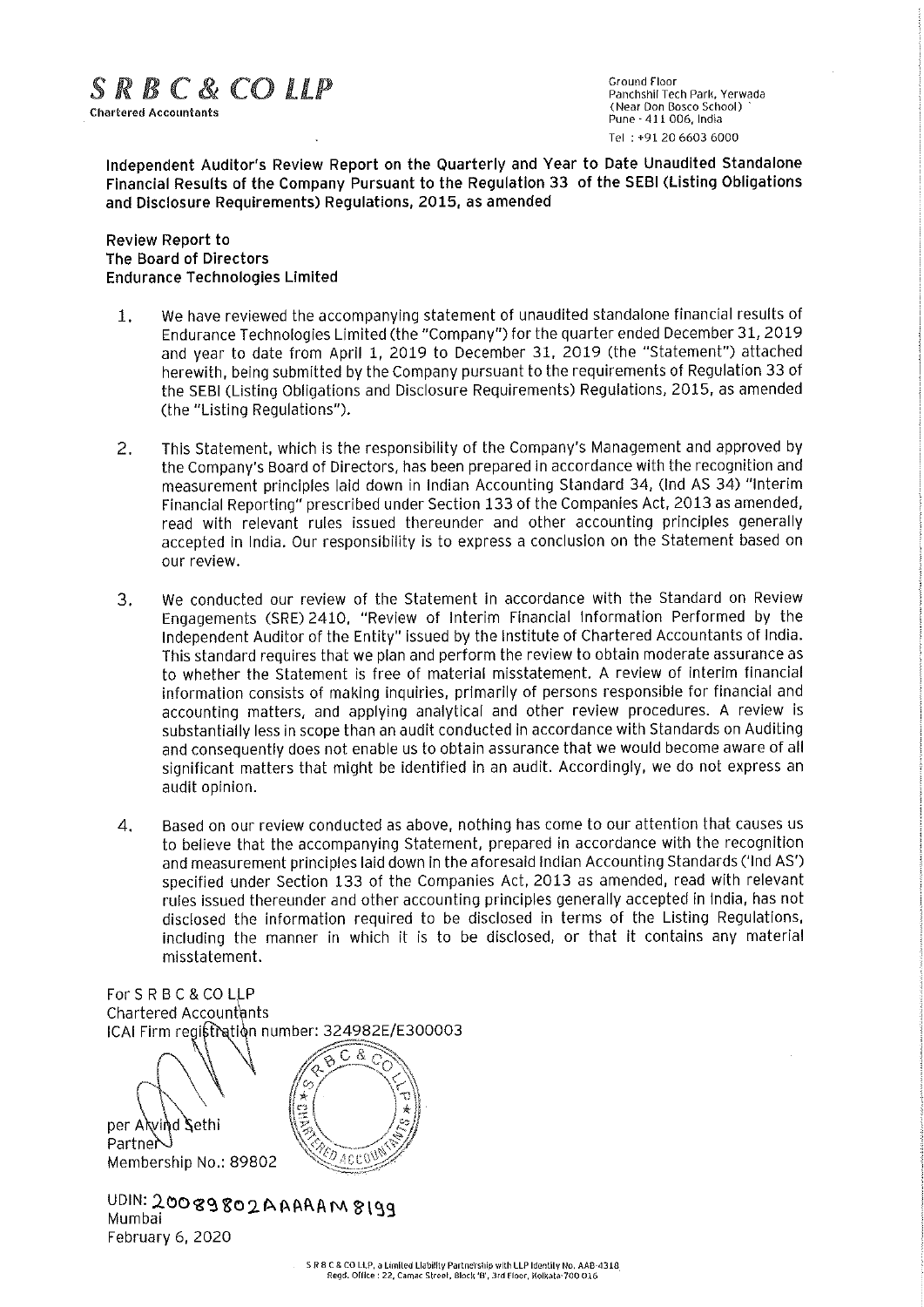**S R B C & CO LLP**
Chartered Accountants

Ground Floor
Panchshil Tech Park, Yerwada
(Near Don Bosco School)
Pune - 411 006, India
Tel : +91 20 6603 6000

**Independent Auditor's Review Report on the Quarterly and Year to Date Unaudited Standalone Financial Results of the Company Pursuant to the Regulation 33 of the SEBI (Listing Obligations and Disclosure Requirements) Regulations, 2015, as amended**

**Review Report to**
**The Board of Directors**
**Endurance Technologies Limited**

1. We have reviewed the accompanying statement of unaudited standalone financial results of Endurance Technologies Limited (the "Company") for the quarter ended December 31, 2019 and year to date from April 1, 2019 to December 31, 2019 (the "Statement") attached herewith, being submitted by the Company pursuant to the requirements of Regulation 33 of the SEBI (Listing Obligations and Disclosure Requirements) Regulations, 2015, as amended (the "Listing Regulations").

2. This Statement, which is the responsibility of the Company's Management and approved by the Company's Board of Directors, has been prepared in accordance with the recognition and measurement principles laid down in Indian Accounting Standard 34, (Ind AS 34) "Interim Financial Reporting" prescribed under Section 133 of the Companies Act, 2013 as amended, read with relevant rules issued thereunder and other accounting principles generally accepted in India. Our responsibility is to express a conclusion on the Statement based on our review.

3. We conducted our review of the Statement in accordance with the Standard on Review Engagements (SRE) 2410, "Review of Interim Financial Information Performed by the Independent Auditor of the Entity" issued by the Institute of Chartered Accountants of India. This standard requires that we plan and perform the review to obtain moderate assurance as to whether the Statement is free of material misstatement. A review of interim financial information consists of making inquiries, primarily of persons responsible for financial and accounting matters, and applying analytical and other review procedures. A review is substantially less in scope than an audit conducted in accordance with Standards on Auditing and consequently does not enable us to obtain assurance that we would become aware of all significant matters that might be identified in an audit. Accordingly, we do not express an audit opinion.

4. Based on our review conducted as above, nothing has come to our attention that causes us to believe that the accompanying Statement, prepared in accordance with the recognition and measurement principles laid down in the aforesaid Indian Accounting Standards ('Ind AS') specified under Section 133 of the Companies Act, 2013 as amended, read with relevant rules issued thereunder and other accounting principles generally accepted in India, has not disclosed the information required to be disclosed in terms of the Listing Regulations, including the manner in which it is to be disclosed, or that it contains any material misstatement.

For S R B C & CO LLP
Chartered Accountants
ICAI Firm registration number: 324982E/E300003

per Arvind Sethi
Partner
Membership No.: 89802

UDIN: 20089802AAAAAM8199
Mumbai
February 6, 2020

S R B C & CO LLP, a Limited Liability Partnership with LLP Identity No. AAB-4318
Regd. Office : 22, Camac Street, Block 'B', 3rd Floor, Kolkata-700 016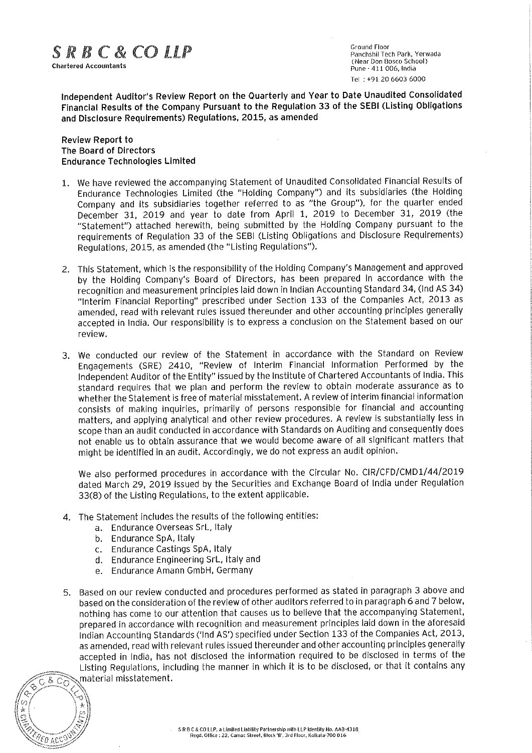**S R B C & CO LLP**
Chartered Accountants

Ground Floor
Panchshil Tech Park, Yerwada
(Near Don Bosco School)
Pune - 411 006, India
Tel : +91 20 6603 6000

**Independent Auditor's Review Report on the Quarterly and Year to Date Unaudited Consolidated Financial Results of the Company Pursuant to the Regulation 33 of the SEBI (Listing Obligations and Disclosure Requirements) Regulations, 2015, as amended**

**Review Report to**
**The Board of Directors**
**Endurance Technologies Limited**

1. We have reviewed the accompanying Statement of Unaudited Consolidated Financial Results of Endurance Technologies Limited (the "Holding Company") and its subsidiaries (the Holding Company and its subsidiaries together referred to as "the Group"), for the quarter ended December 31, 2019 and year to date from April 1, 2019 to December 31, 2019 (the "Statement") attached herewith, being submitted by the Holding Company pursuant to the requirements of Regulation 33 of the SEBI (Listing Obligations and Disclosure Requirements) Regulations, 2015, as amended (the "Listing Regulations").

2. This Statement, which is the responsibility of the Holding Company's Management and approved by the Holding Company's Board of Directors, has been prepared in accordance with the recognition and measurement principles laid down in Indian Accounting Standard 34, (Ind AS 34) "Interim Financial Reporting" prescribed under Section 133 of the Companies Act, 2013 as amended, read with relevant rules issued thereunder and other accounting principles generally accepted in India. Our responsibility is to express a conclusion on the Statement based on our review.

3. We conducted our review of the Statement in accordance with the Standard on Review Engagements (SRE) 2410, "Review of Interim Financial Information Performed by the Independent Auditor of the Entity" issued by the Institute of Chartered Accountants of India. This standard requires that we plan and perform the review to obtain moderate assurance as to whether the Statement is free of material misstatement. A review of interim financial information consists of making inquiries, primarily of persons responsible for financial and accounting matters, and applying analytical and other review procedures. A review is substantially less in scope than an audit conducted in accordance with Standards on Auditing and consequently does not enable us to obtain assurance that we would become aware of all significant matters that might be identified in an audit. Accordingly, we do not express an audit opinion.

   We also performed procedures in accordance with the Circular No. CIR/CFD/CMD1/44/2019 dated March 29, 2019 issued by the Securities and Exchange Board of India under Regulation 33(8) of the Listing Regulations, to the extent applicable.

4. The Statement includes the results of the following entities:
   a. Endurance Overseas SrL, Italy
   b. Endurance SpA, Italy
   c. Endurance Castings SpA, Italy
   d. Endurance Engineering SrL, Italy and
   e. Endurance Amann GmbH, Germany

5. Based on our review conducted and procedures performed as stated in paragraph 3 above and based on the consideration of the review of other auditors referred to in paragraph 6 and 7 below, nothing has come to our attention that causes us to believe that the accompanying Statement, prepared in accordance with recognition and measurement principles laid down in the aforesaid Indian Accounting Standards ('Ind AS') specified under Section 133 of the Companies Act, 2013, as amended, read with relevant rules issued thereunder and other accounting principles generally accepted in India, has not disclosed the information required to be disclosed in terms of the Listing Regulations, including the manner in which it is to be disclosed, or that it contains any material misstatement.

S R B C & CO LLP, a Limited Liability Partnership with LLP Identity No. AAB-4318
Regd. Office : 22, Camac Street, Block 'B', 3rd Floor, Kolkata-700 016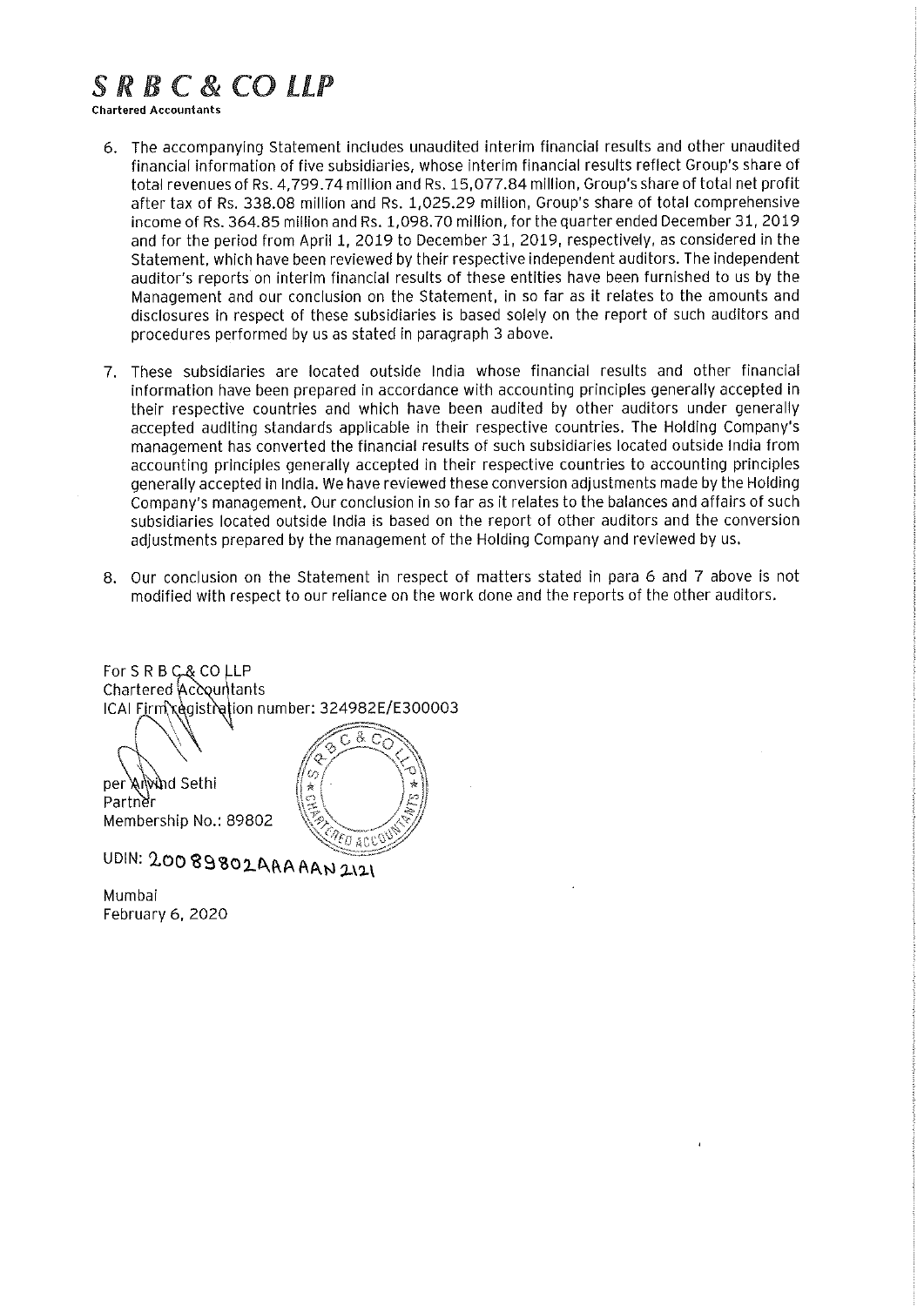**_S R B C & CO LLP_**
**Chartered Accountants**

6. The accompanying Statement includes unaudited interim financial results and other unaudited financial information of five subsidiaries, whose interim financial results reflect Group's share of total revenues of Rs. 4,799.74 million and Rs. 15,077.84 million, Group's share of total net profit after tax of Rs. 338.08 million and Rs. 1,025.29 million, Group's share of total comprehensive income of Rs. 364.85 million and Rs. 1,098.70 million, for the quarter ended December 31, 2019 and for the period from April 1, 2019 to December 31, 2019, respectively, as considered in the Statement, which have been reviewed by their respective independent auditors. The independent auditor's reports on interim financial results of these entities have been furnished to us by the Management and our conclusion on the Statement, in so far as it relates to the amounts and disclosures in respect of these subsidiaries is based solely on the report of such auditors and procedures performed by us as stated in paragraph 3 above.

7. These subsidiaries are located outside India whose financial results and other financial information have been prepared in accordance with accounting principles generally accepted in their respective countries and which have been audited by other auditors under generally accepted auditing standards applicable in their respective countries. The Holding Company's management has converted the financial results of such subsidiaries located outside India from accounting principles generally accepted in their respective countries to accounting principles generally accepted in India. We have reviewed these conversion adjustments made by the Holding Company's management. Our conclusion in so far as it relates to the balances and affairs of such subsidiaries located outside India is based on the report of other auditors and the conversion adjustments prepared by the management of the Holding Company and reviewed by us.

8. Our conclusion on the Statement in respect of matters stated in para 6 and 7 above is not modified with respect to our reliance on the work done and the reports of the other auditors.

For S R B C & CO LLP
Chartered Accountants
ICAI Firm registration number: 324982E/E300003

per Arvind Sethi
Partner
Membership No.: 89802

UDIN: 20089802AAAAAN2121

Mumbai
February 6, 2020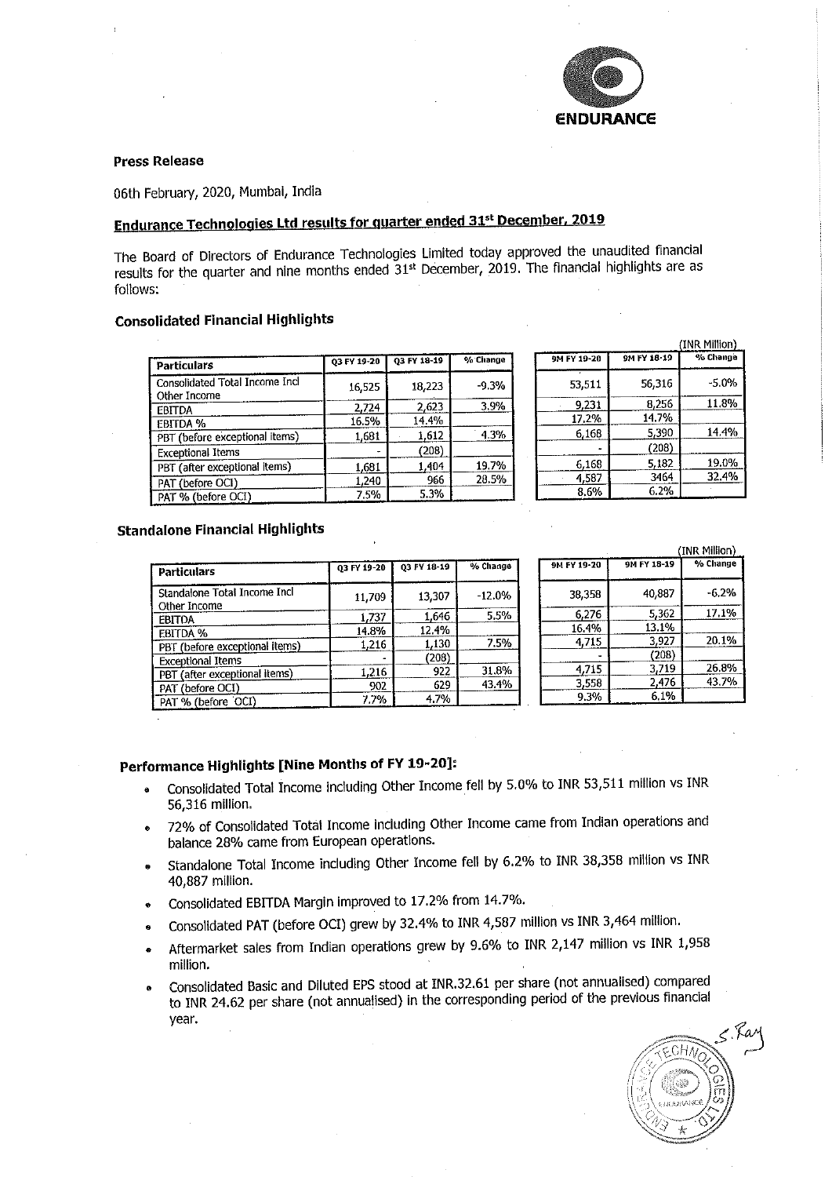ENDURANCE

**Press Release**

06th February, 2020, Mumbai, India

## Endurance Technologies Ltd results for quarter ended 31st December, 2019

The Board of Directors of Endurance Technologies Limited today approved the unaudited financial results for the quarter and nine months ended 31st December, 2019. The financial highlights are as follows:

### Consolidated Financial Highlights

(INR Million)

| Particulars | Q3 FY 19-20 | Q3 FY 18-19 | % Change | 9M FY 19-20 | 9M FY 18-19 | % Change |
|---|---|---|---|---|---|---|
| Consolidated Total Income Incl Other Income | 16,525 | 18,223 | -9.3% | 53,511 | 56,316 | -5.0% |
| EBITDA | 2,724 | 2,623 | 3.9% | 9,231 | 8,256 | 11.8% |
| EBITDA % | 16.5% | 14.4% | | 17.2% | 14.7% | |
| PBT (before exceptional items) | 1,681 | 1,612 | 4.3% | 6,168 | 5,390 | 14.4% |
| Exceptional Items | - | (208) | | - | (208) | |
| PBT (after exceptional items) | 1,681 | 1,404 | 19.7% | 6,168 | 5,182 | 19.0% |
| PAT (before OCI) | 1,240 | 966 | 28.5% | 4,587 | 3464 | 32.4% |
| PAT % (before OCI) | 7.5% | 5.3% | | 8.6% | 6.2% | |

### Standalone Financial Highlights

(INR Million)

| Particulars | Q3 FY 19-20 | Q3 FY 18-19 | % Change | 9M FY 19-20 | 9M FY 18-19 | % Change |
|---|---|---|---|---|---|---|
| Standalone Total Income Incl Other Income | 11,709 | 13,307 | -12.0% | 38,358 | 40,887 | -6.2% |
| EBITDA | 1,737 | 1,646 | 5.5% | 6,276 | 5,362 | 17.1% |
| EBITDA % | 14.8% | 12.4% | | 16.4% | 13.1% | |
| PBT (before exceptional items) | 1,216 | 1,130 | 7.5% | 4,715 | 3,927 | 20.1% |
| Exceptional Items | - | (208) | | - | (208) | |
| PBT (after exceptional items) | 1,216 | 922 | 31.8% | 4,715 | 3,719 | 26.8% |
| PAT (before OCI) | 902 | 629 | 43.4% | 3,558 | 2,476 | 43.7% |
| PAT % (before OCI) | 7.7% | 4.7% | | 9.3% | 6.1% | |

### Performance Highlights [Nine Months of FY 19-20]:

- Consolidated Total Income including Other Income fell by 5.0% to INR 53,511 million vs INR 56,316 million.
- 72% of Consolidated Total Income including Other Income came from Indian operations and balance 28% came from European operations.
- Standalone Total Income including Other Income fell by 6.2% to INR 38,358 million vs INR 40,887 million.
- Consolidated EBITDA Margin improved to 17.2% from 14.7%.
- Consolidated PAT (before OCI) grew by 32.4% to INR 4,587 million vs INR 3,464 million.
- Aftermarket sales from Indian operations grew by 9.6% to INR 2,147 million vs INR 1,958 million.
- Consolidated Basic and Diluted EPS stood at INR.32.61 per share (not annualised) compared to INR 24.62 per share (not annualised) in the corresponding period of the previous financial year.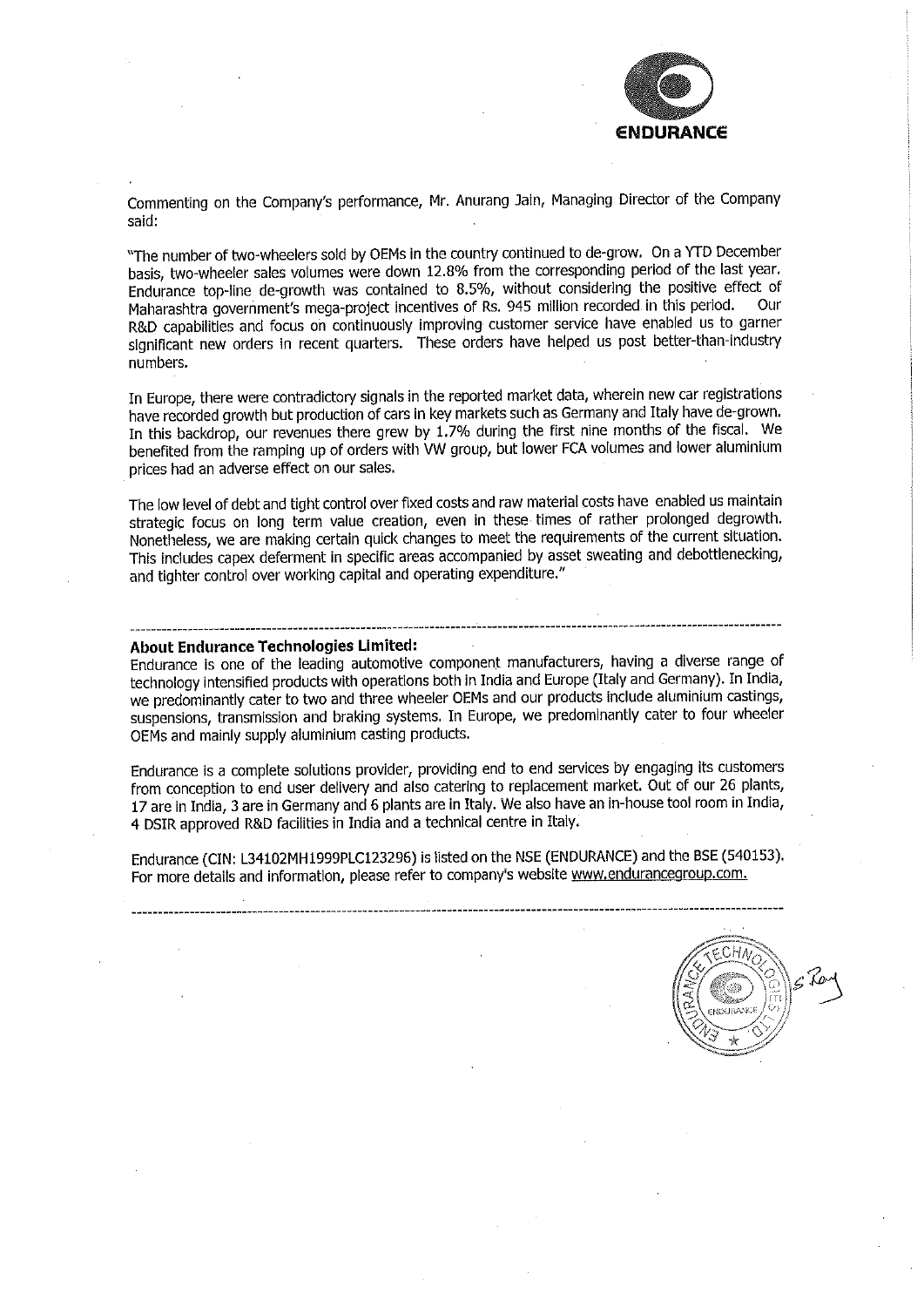Commenting on the Company's performance, Mr. Anurang Jain, Managing Director of the Company said:

"The number of two-wheelers sold by OEMs in the country continued to de-grow. On a YTD December basis, two-wheeler sales volumes were down 12.8% from the corresponding period of the last year. Endurance top-line de-growth was contained to 8.5%, without considering the positive effect of Maharashtra government's mega-project incentives of Rs. 945 million recorded in this period. Our R&D capabilities and focus on continuously improving customer service have enabled us to garner significant new orders in recent quarters. These orders have helped us post better-than-industry numbers.

In Europe, there were contradictory signals in the reported market data, wherein new car registrations have recorded growth but production of cars in key markets such as Germany and Italy have de-grown. In this backdrop, our revenues there grew by 1.7% during the first nine months of the fiscal. We benefited from the ramping up of orders with VW group, but lower FCA volumes and lower aluminium prices had an adverse effect on our sales.

The low level of debt and tight control over fixed costs and raw material costs have enabled us maintain strategic focus on long term value creation, even in these times of rather prolonged degrowth. Nonetheless, we are making certain quick changes to meet the requirements of the current situation. This includes capex deferment in specific areas accompanied by asset sweating and debottlenecking, and tighter control over working capital and operating expenditure."

---

**About Endurance Technologies Limited:**

Endurance is one of the leading automotive component manufacturers, having a diverse range of technology intensified products with operations both in India and Europe (Italy and Germany). In India, we predominantly cater to two and three wheeler OEMs and our products include aluminium castings, suspensions, transmission and braking systems. In Europe, we predominantly cater to four wheeler OEMs and mainly supply aluminium casting products.

Endurance is a complete solutions provider, providing end to end services by engaging its customers from conception to end user delivery and also catering to replacement market. Out of our 26 plants, 17 are in India, 3 are in Germany and 6 plants are in Italy. We also have an in-house tool room in India, 4 DSIR approved R&D facilities in India and a technical centre in Italy.

Endurance (CIN: L34102MH1999PLC123296) is listed on the NSE (ENDURANCE) and the BSE (540153). For more details and information, please refer to company's website www.endurancegroup.com.

---